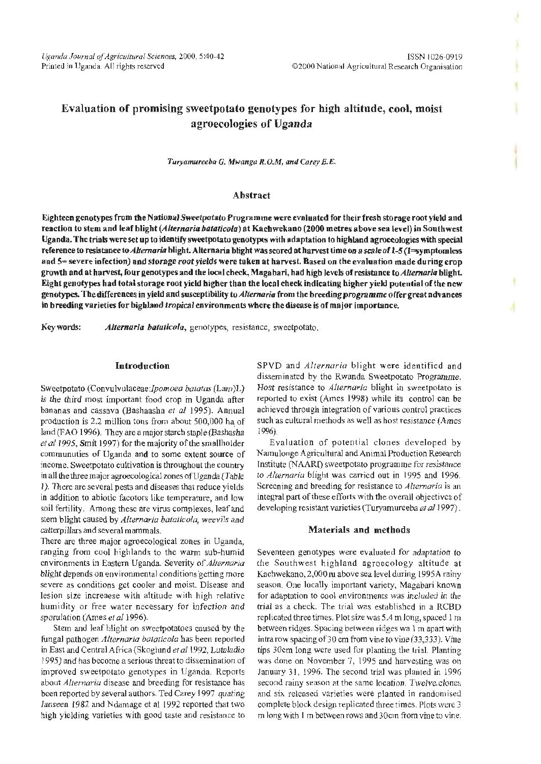# Evaluation of promising sweetpotato genotypes for high altitude, cool, moist agroecologies of Uganda

*Turyamureeba G. Mwanga R.O.M, and Carey E.E.*

## Abstract

**Eighteen genotypes from the National Sweetpotato Programme were evaluated for their fresh storage root yield and reaction to stem and leaf blight (*Alternaria bataticola*) at Kachwekano (2000 metres above sea level) in Southwest Uganda. The trials were set up to identify sweetpotato genotypes with adaptation to highland agroecologies with special reference to resistance to *Alternaria* blight. Alternaria blight was scored at harvest time on a scale of 1-5 (1=symptomless and 5= severe infection) and storage root yields were taken at harvest. Based on the evaluation made during crop growth and at harvest, four genotypes and the local check, Magabari, had high levels of resistance to *Alternaria* blight. Eight genotypes had total storage root yield higher than the local check indicating higher yield potential of the new genotypes. The differences in yield and susceptibility to *Alternaria* from the breeding programme offer great advances in breeding varieties for highland tropical environments where the disease is of major importance.**

**Key words:** ***Alternaria bataticola***, genotypes, resistance, sweetpotato.

## Introduction

Sweetpotato (Convulvulaceae:*Ipomoea batatas* (Lam)L) is the third most important food crop in Uganda after bananas and cassava (Bashaasha *et al* 1995). Annual production is 2.2 million tons from about 500,000 ha of land (FAO 1996). They are a major starch staple (Bashasha *et al* 1995, Smit 1997) for the majority of the smallholder communuties of Uganda and to some extent source of income. Sweetpotato cultivation is throughout the country in all the three major agroecological zones of Uganda (Table 1). There are several pests and diseases that reduce yields in addition to abiotic facotors like temperature, and low soil fertility. Among these are virus complexes, leaf and stem blight caused by *Alternaria bataticola*, weevils and catterpillars and several mammals.

There are three major agroecological zones in Uganda, ranging from cool highlands to the warm sub-humid environments in Eastern Uganda. Severity of *Alternaria blight* depends on environmental conditions getting more severe as conditions get cooler and moist. Disease and lesion size increaese with altitude with high relative humidity or free water necessary for infection and sporulation (Ames *et al* 1996).

Stem and leaf blight on sweetpotatoes caused by the fungal pathogen *Alternaria bataticola* has been reported in East and Central Africa (Skoglund *et al* 1992, Lutaladio 1995) and has become a serious threat to dissemination of improved sweetpotato genotypes in Uganda. Reports about *Alternaria* disease and breeding for resistance has been reported by several authors. Ted Carey 1997 quating Janseen 1982 and Ndamage et al 1992 reported that two high yielding varieties with good taste and resistance to SPVD and *Alternaria* blight were identified and disseminated by the Rwanda Sweetpotato Programme. Host resistance to *Alternaria* blight in sweetpotato is reported to exist (Ames 1998) while its control can be achieved through integration of various control practices such as cultural methods as well as host resistance (Ames 1996).

Evaluation of potential clones developed by Namulonge Agricultural and Animal Production Research Institute (NAARI) sweetpotato programme for resistance to *Alternaria* blight was carried out in 1995 and 1996. Screening and breeding for resistance to *Alternaria* is an integral part of these efforts with the overall objectives of developing resistant varieties (Turyamureeba *et al* 1997).

## Materials and methods

Seventeen genotypes were evaluated for adaptation to the Southwest highland agroecology altitude at Kachwekano, 2,000 m above sea level during 1995A rainy season. One locally important variety, Magabari known for adaptation to cool environments was included in the trial as a check. The trial was established in a RCBD replicated three times. Plot size was 5.4 m long, spaced 1 m between ridges. Spacing between ridges wa 1 m apart with intra row spacing of 30 cm from vine to vine (33,333). Vine tips 30cm long were used for planting the trial. Planting was done on November 7, 1995 and harvesting was on January 31, 1996. The second trial was planted in 1996 second rainy season at the same location. Twelve clones and six released varieties were planted in randomised complete block design replicated three times. Plots were 3 m long with 1 m between rows and 30cm from vine to vine.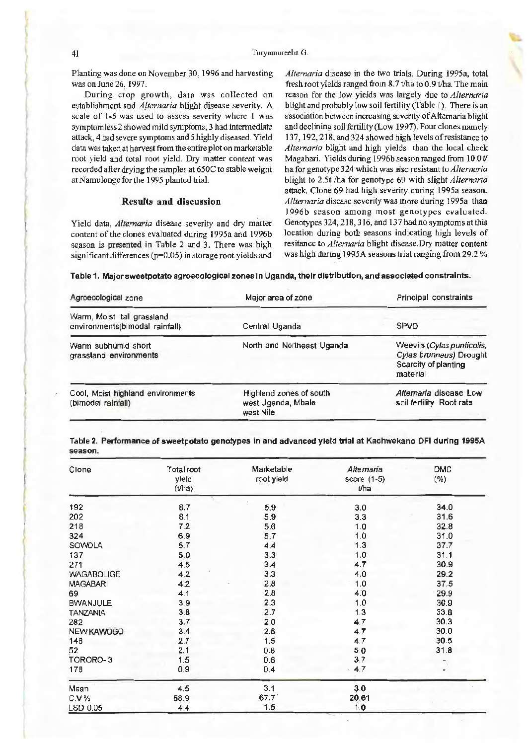Planting was done on November 30, 1996 and harvesting was on June 26, 1997.

During crop growth, data was collected on establishment and *Alternaria* blight disease severity. A scale of 1-5 was used to assess severity where 1 was symptomless 2 showed mild symptoms, 3 had intermediate attack, 4 had severe symptoms and 5 highly diseased. Yield data was taken at harvest from the entire plot on marketable root yield and total root yield. Dry matter content was recorded after drying the samples at 650C to stable weight at Namulonge for the 1995 planted trial.

## Results and discussion

Yield data, *Alternaria* disease severity and dry matter content of the clones evaluated during 1995a and 1996b season is presented in Table 2 and 3. There was high significant differences (p=0.05) in storage root yields and *Alternaria* disease in the two trials. During 1995a, total fresh root yields ranged from 8.7 t/ha to 0.9 t/ha. The main reason for the low yields was largely due to *Alternaria* blight and probably low soil fertility (Table 1). There is an association between increasing severity of Alternaria blight and declining soil fertility (Low 1997). Four clones namely 137, 192, 218, and 324 showed high levels of resistance to *Alternaria* blight and high yields than the local check Magabari. Yields during 1996b season ranged from 10.0 t/ha for genotype 324 which was also resistant to *Alternaria* blight to 2.5t /ha for genotype 69 with slight *Alternaria* attack. Clone 69 had high severity during 1995a season. *Allternaria* disease severity was more during 1995a than 1996b season among most genotypes evaluated. Genotypes 324, 218, 316, and 137 had no symptoms at this location during both seasons indicating high levels of resitance to *Alternaria* blight disease.Dry matter content was high during 1995A seasons trial ranging from 29.2 %

**Table 1. Major sweetpotato agroecological zones in Uganda, their distribution, and associated constraints.**

| Agroecological zone | Major area of zone | Principal constraints |
|---|---|---|
| Warm, Moist tall grassland environments(bimodal rainfall) | Central Uganda | SPVD |
| Warm subhumid short grassland environments | North and Northeast Uganda | Weevils (*Cylas punticolis*, *Cylas brunneus*) Drought Scarcity of planting material |
| Cool, Moist highland environments (bimodal rainfall) | Highland zones of south west Uganda, Mbale west Nile | *Alternaria* disease Low soil fertility Root rats |

**Table 2. Performance of sweetpotato genotypes in and advanced yield trial at Kachwekano DFI during 1995A season.**

| Clone | Total root yield (t/ha) | Marketable root yield | *Alternaria* score (1-5) t/ha | DMC (%) |
|---|---|---|---|---|
| 192 | 8.7 | 5.9 | 3.0 | 34.0 |
| 202 | 8.1 | 5.9 | 3.3 | 31.6 |
| 218 | 7.2 | 5.6 | 1.0 | 32.8 |
| 324 | 6.9 | 5.7 | 1.0 | 31.0 |
| SOWOLA | 5.7 | 4.4 | 1.3 | 37.7 |
| 137 | 5.0 | 3.3 | 1.0 | 31.1 |
| 271 | 4.5 | 3.4 | 4.7 | 30.9 |
| WAGABOLIGE | 4.2 | 3.3 | 4.0 | 29.2 |
| MAGABARI | 4.2 | 2.8 | 1.0 | 37.5 |
| 69 | 4.1 | 2.8 | 4.0 | 29.9 |
| BWANJULE | 3.9 | 2.3 | 1.0 | 30.9 |
| TANZANIA | 3.8 | 2.7 | 1.3 | 33.8 |
| 282 | 3.7 | 2.0 | 4.7 | 30.3 |
| NEW KAWOGO | 3.4 | 2.6 | 4.7 | 30.0 |
| 148 | 2.7 | 1.5 | 4.7 | 30.5 |
| 52 | 2.1 | 0.8 | 5.0 | 31.8 |
| TORORO-3 | 1.5 | 0.6 | 3.7 | - |
| 178 | 0.9 | 0.4 | 4.7 | - |
| Mean | 4.5 | 3.1 | 3.0 | |
| C.V % | 58.9 | 67.7 | 20.61 | |
| LSD 0.05 | 4.4 | 1.5 | 1.0 | |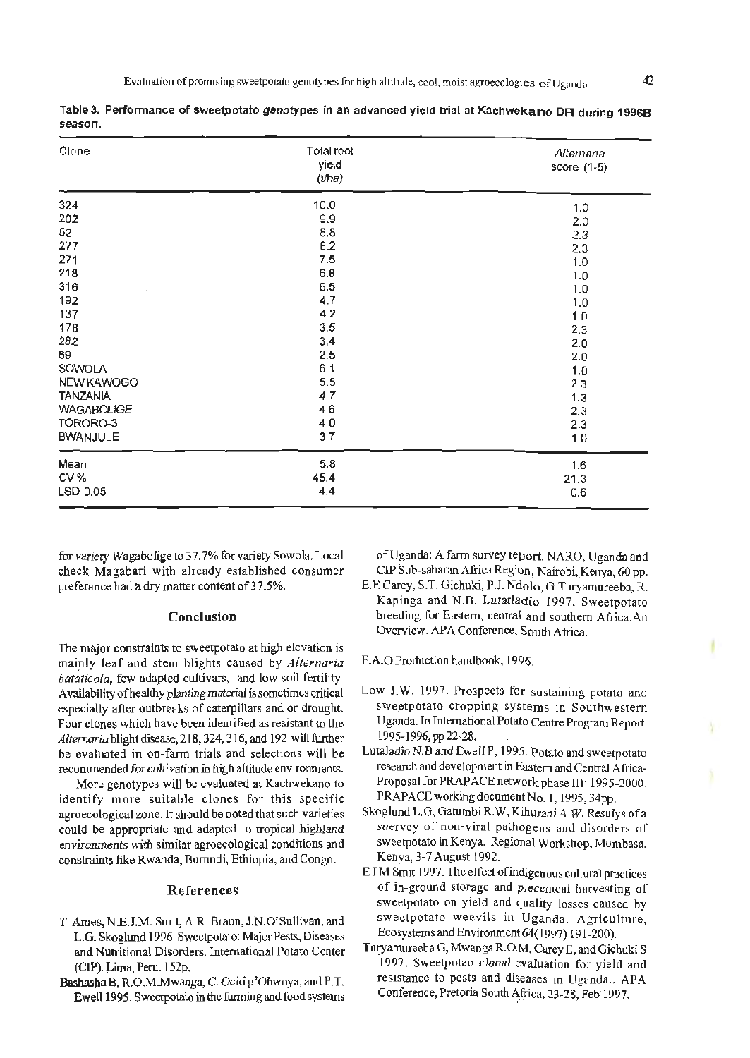Table 3. Performance of sweetpotato genotypes in an advanced yield trial at Kachwekano DFI during 1996B season.

| Clone | Total root yield (t/ha) | *Alternaria* score (1-5) |
|---|---|---|
| 324 | 10.0 | 1.0 |
| 202 | 9.9 | 2.0 |
| 52 | 8.8 | 2.3 |
| 277 | 8.2 | 2.3 |
| 271 | 7.5 | 1.0 |
| 218 | 6.8 | 1.0 |
| 316 | 6.5 | 1.0 |
| 192 | 4.7 | 1.0 |
| 137 | 4.2 | 1.0 |
| 178 | 3.5 | 2.3 |
| 282 | 3.4 | 2.0 |
| 69 | 2.5 | 2.0 |
| SOWOLA | 6.1 | 1.0 |
| NEW KAWOGO | 5.5 | 2.3 |
| TANZANIA | 4.7 | 1.3 |
| WAGABOLIGE | 4.6 | 2.3 |
| TORORO-3 | 4.0 | 2.3 |
| BWANJULE | 3.7 | 1.0 |
| Mean | 5.8 | 1.6 |
| CV % | 45.4 | 21.3 |
| LSD 0.05 | 4.4 | 0.6 |

for variety Wagabolige to 37.7% for variety Sowola. Local check Magabari with already established consumer preferance had a dry matter content of 37.5%.

## Conclusion

The major constraints to sweetpotato at high elevation is mainly leaf and stem blights caused by *Alternaria bataticola*, few adapted cultivars, and low soil fertility. Availability of healthy planting material is sometimes critical especially after outbreaks of caterpillars and or drought. Four clones which have been identified as resistant to the *Alternaria* blight disease, 218, 324, 316, and 192 will further be evaluated in on-farm trials and selections will be recommended for cultivation in high altitude environments.

More genotypes will be evaluated at Kachwekano to identify more suitable clones for this specific agroecological zone. It should be noted that such varieties could be appropriate and adapted to tropical highland environments with similar agroecological conditions and constraints like Rwanda, Burundi, Ethiopia, and Congo.

## References

T. Ames, N.E.J.M. Smit, A.R. Braun, J.N.O'Sullivan, and L.G. Skoglund 1996. Sweetpotato: Major Pests, Diseases and Nutritional Disorders. International Potato Center (CIP). Lima, Peru. 152p.

Bashasha B, R.O.M.Mwanga, C. Ociti p'Obwoya, and P.T. Ewell 1995. Sweetpotato in the farming and food systems of Uganda: A farm survey report. NARO, Uganda and CIP Sub-saharan Africa Region, Nairobi, Kenya, 60 pp.

E.E Carey, S.T. Gichuki, P.J. Ndolo, G.Turyamureeba, R. Kapinga and N.B. Lutatladio 1997. Sweetpotato breeding for Eastern, central and southern Africa: An Overview. APA Conference, South Africa.

F.A.O Production handbook, 1996.

Low J.W. 1997. Prospects for sustaining potato and sweetpotato cropping systems in Southwestern Uganda. In International Potato Centre Program Report, 1995-1996, pp 22-28.

Lutaladio N.B and Ewell P, 1995. Potato and sweetpotato research and development in Eastern and Central Africa-Proposal for PRAPACE network phase III: 1995-2000. PRAPACE working document No. 1, 1995, 34pp.

Skoglund L.G, Gatumbi R.W, Kihurani A W. Resulys of a suervey of non-viral pathogens and disorders of sweetpotato in Kenya. Regional Workshop, Mombasa, Kenya, 3-7 August 1992.

E J M Smit 1997. The effect of indigenous cultural practices of in-ground storage and piecemeal harvesting of sweetpotato on yield and quality losses caused by sweetpotato weevils in Uganda. Agriculture, Ecosystems and Environment 64(1997) 191-200).

Turyamureeba G, Mwanga R.O.M, Carey E, and Gichuki S 1997. Sweetpotao clonal evaluation for yield and resistance to pests and diseases in Uganda.. APA Conference, Pretoria South Africa, 23-28, Feb 1997.